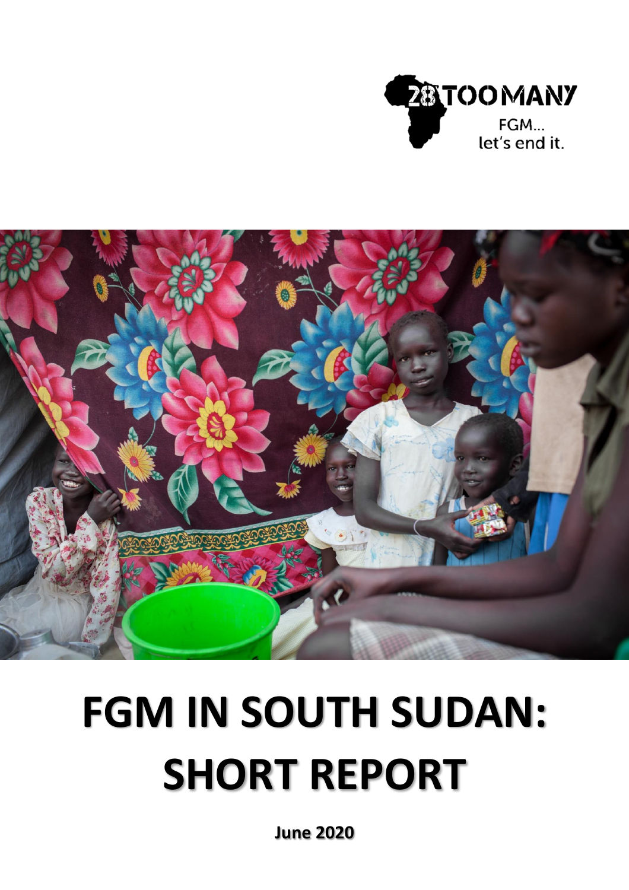28TOOMANY

FGM...
let's end it.

# FGM IN SOUTH SUDAN: SHORT REPORT

**June 2020**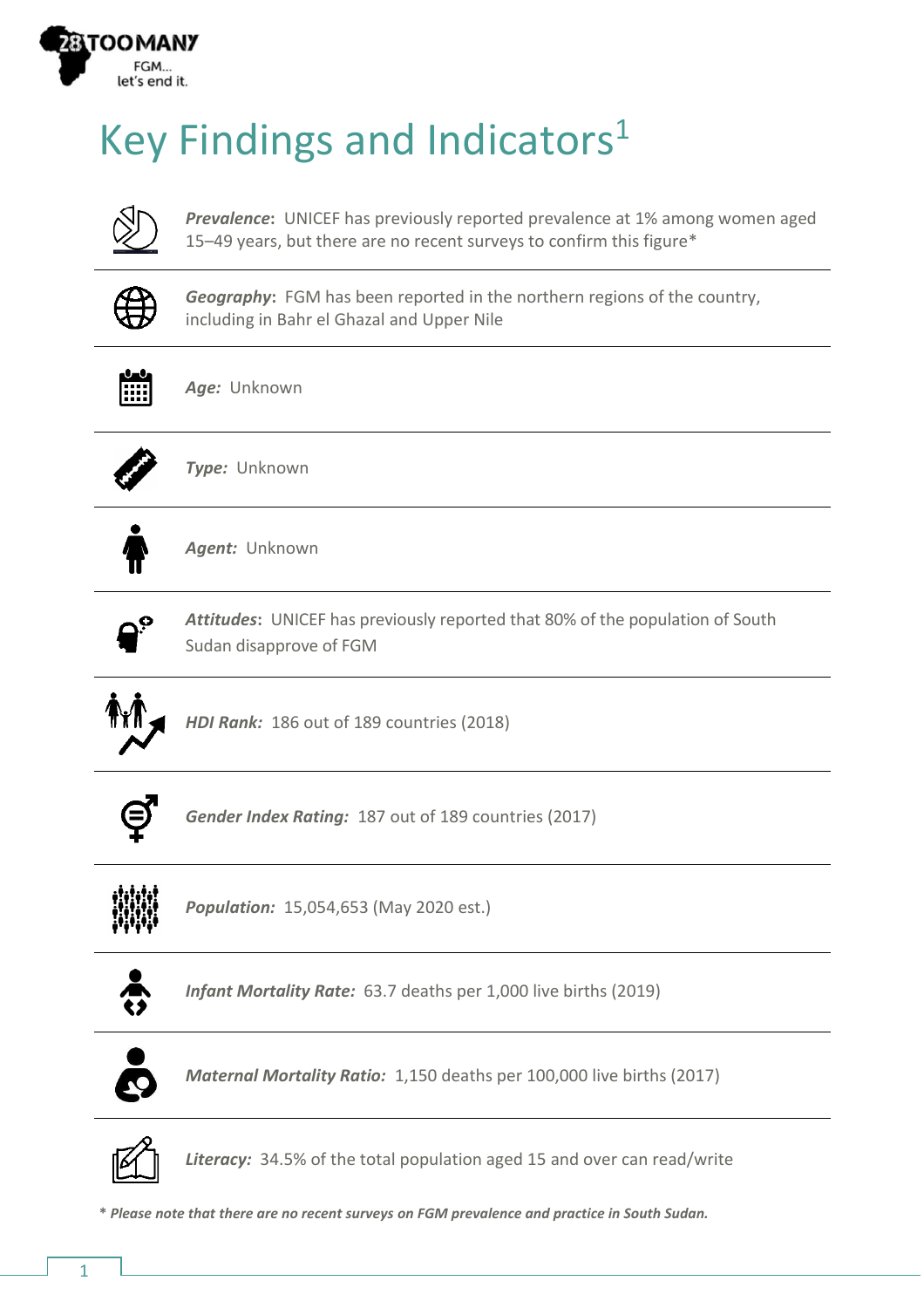# Key Findings and Indicators[1]

***Prevalence*****:** UNICEF has previously reported prevalence at 1% among women aged 15–49 years, but there are no recent surveys to confirm this figure*

***Geography*****:** FGM has been reported in the northern regions of the country, including in Bahr el Ghazal and Upper Nile

***Age:*** Unknown

***Type:*** Unknown

***Agent:*** Unknown

***Attitudes*****:** UNICEF has previously reported that 80% of the population of South Sudan disapprove of FGM

***HDI Rank:*** 186 out of 189 countries (2018)

***Gender Index Rating:*** 187 out of 189 countries (2017)

***Population:*** 15,054,653 (May 2020 est.)

***Infant Mortality Rate:*** 63.7 deaths per 1,000 live births (2019)

***Maternal Mortality Ratio:*** 1,150 deaths per 100,000 live births (2017)

***Literacy:*** 34.5% of the total population aged 15 and over can read/write

*** Please note that there are no recent surveys on FGM prevalence and practice in South Sudan.***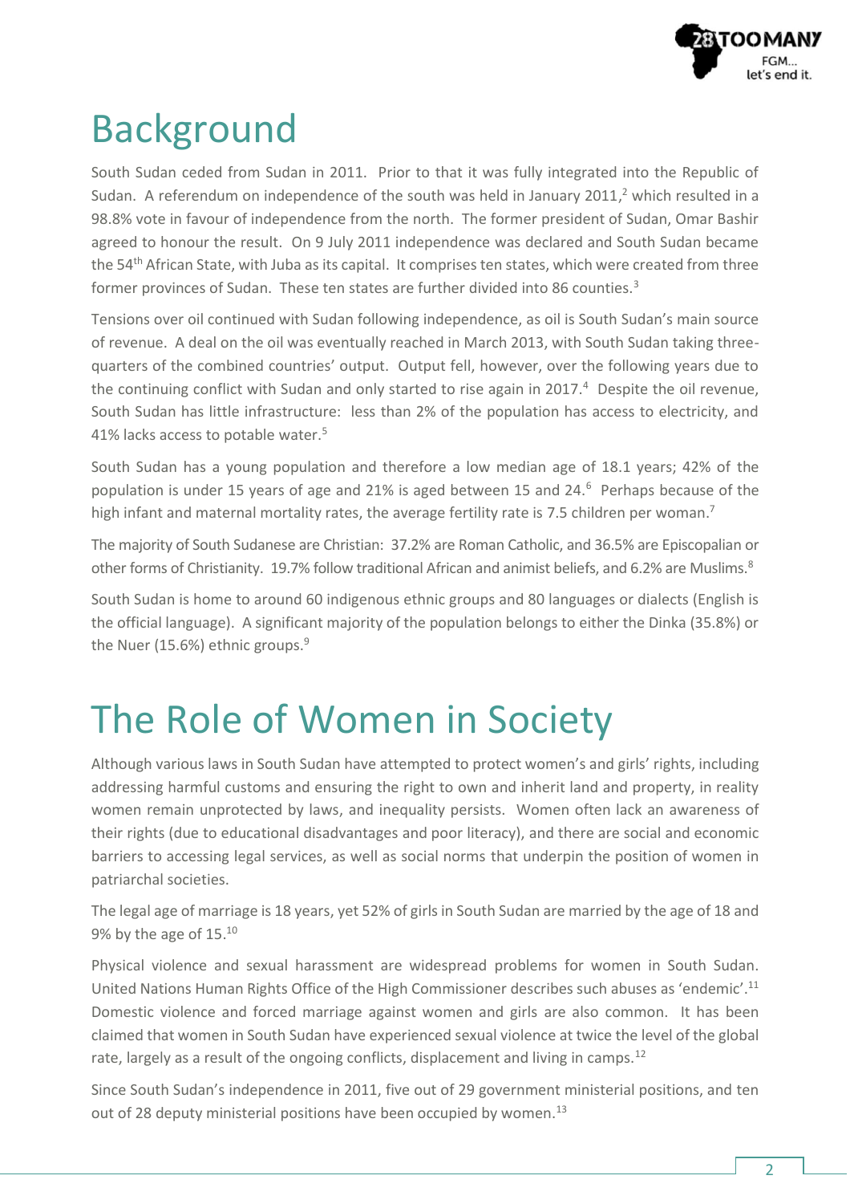# Background

South Sudan ceded from Sudan in 2011. Prior to that it was fully integrated into the Republic of Sudan. A referendum on independence of the south was held in January 2011,[2] which resulted in a 98.8% vote in favour of independence from the north. The former president of Sudan, Omar Bashir agreed to honour the result. On 9 July 2011 independence was declared and South Sudan became the 54th African State, with Juba as its capital. It comprises ten states, which were created from three former provinces of Sudan. These ten states are further divided into 86 counties.[3]

Tensions over oil continued with Sudan following independence, as oil is South Sudan's main source of revenue. A deal on the oil was eventually reached in March 2013, with South Sudan taking three-quarters of the combined countries' output. Output fell, however, over the following years due to the continuing conflict with Sudan and only started to rise again in 2017.[4] Despite the oil revenue, South Sudan has little infrastructure: less than 2% of the population has access to electricity, and 41% lacks access to potable water.[5]

South Sudan has a young population and therefore a low median age of 18.1 years; 42% of the population is under 15 years of age and 21% is aged between 15 and 24.[6] Perhaps because of the high infant and maternal mortality rates, the average fertility rate is 7.5 children per woman.[7]

The majority of South Sudanese are Christian: 37.2% are Roman Catholic, and 36.5% are Episcopalian or other forms of Christianity. 19.7% follow traditional African and animist beliefs, and 6.2% are Muslims.[8]

South Sudan is home to around 60 indigenous ethnic groups and 80 languages or dialects (English is the official language). A significant majority of the population belongs to either the Dinka (35.8%) or the Nuer (15.6%) ethnic groups.[9]

# The Role of Women in Society

Although various laws in South Sudan have attempted to protect women's and girls' rights, including addressing harmful customs and ensuring the right to own and inherit land and property, in reality women remain unprotected by laws, and inequality persists. Women often lack an awareness of their rights (due to educational disadvantages and poor literacy), and there are social and economic barriers to accessing legal services, as well as social norms that underpin the position of women in patriarchal societies.

The legal age of marriage is 18 years, yet 52% of girls in South Sudan are married by the age of 18 and 9% by the age of 15.[10]

Physical violence and sexual harassment are widespread problems for women in South Sudan. United Nations Human Rights Office of the High Commissioner describes such abuses as 'endemic'.[11] Domestic violence and forced marriage against women and girls are also common. It has been claimed that women in South Sudan have experienced sexual violence at twice the level of the global rate, largely as a result of the ongoing conflicts, displacement and living in camps.[12]

Since South Sudan's independence in 2011, five out of 29 government ministerial positions, and ten out of 28 deputy ministerial positions have been occupied by women.[13]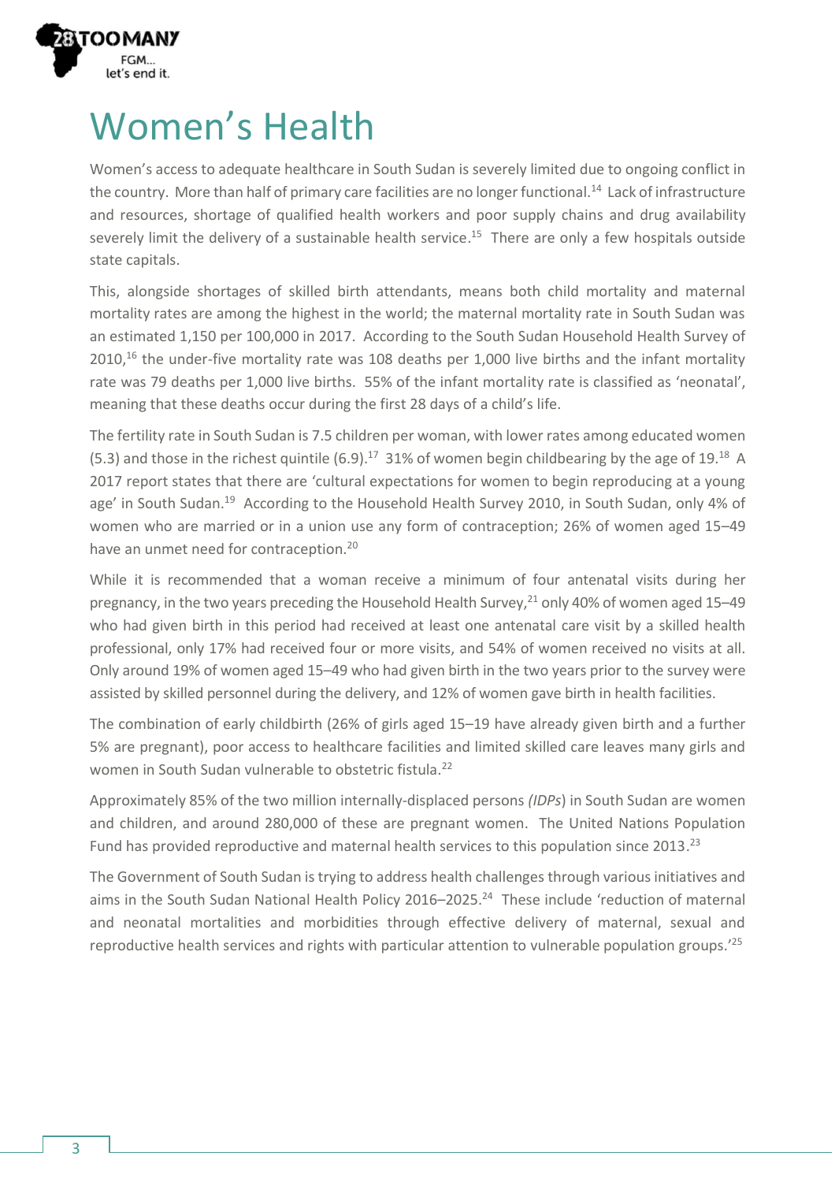# Women's Health

Women's access to adequate healthcare in South Sudan is severely limited due to ongoing conflict in the country. More than half of primary care facilities are no longer functional.[14] Lack of infrastructure and resources, shortage of qualified health workers and poor supply chains and drug availability severely limit the delivery of a sustainable health service.[15] There are only a few hospitals outside state capitals.

This, alongside shortages of skilled birth attendants, means both child mortality and maternal mortality rates are among the highest in the world; the maternal mortality rate in South Sudan was an estimated 1,150 per 100,000 in 2017. According to the South Sudan Household Health Survey of 2010,[16] the under-five mortality rate was 108 deaths per 1,000 live births and the infant mortality rate was 79 deaths per 1,000 live births. 55% of the infant mortality rate is classified as 'neonatal', meaning that these deaths occur during the first 28 days of a child's life.

The fertility rate in South Sudan is 7.5 children per woman, with lower rates among educated women (5.3) and those in the richest quintile (6.9).[17] 31% of women begin childbearing by the age of 19.[18] A 2017 report states that there are 'cultural expectations for women to begin reproducing at a young age' in South Sudan.[19] According to the Household Health Survey 2010, in South Sudan, only 4% of women who are married or in a union use any form of contraception; 26% of women aged 15–49 have an unmet need for contraception.[20]

While it is recommended that a woman receive a minimum of four antenatal visits during her pregnancy, in the two years preceding the Household Health Survey,[21] only 40% of women aged 15–49 who had given birth in this period had received at least one antenatal care visit by a skilled health professional, only 17% had received four or more visits, and 54% of women received no visits at all. Only around 19% of women aged 15–49 who had given birth in the two years prior to the survey were assisted by skilled personnel during the delivery, and 12% of women gave birth in health facilities.

The combination of early childbirth (26% of girls aged 15–19 have already given birth and a further 5% are pregnant), poor access to healthcare facilities and limited skilled care leaves many girls and women in South Sudan vulnerable to obstetric fistula.[22]

Approximately 85% of the two million internally-displaced persons *(IDPs*) in South Sudan are women and children, and around 280,000 of these are pregnant women. The United Nations Population Fund has provided reproductive and maternal health services to this population since 2013.[23]

The Government of South Sudan is trying to address health challenges through various initiatives and aims in the South Sudan National Health Policy 2016–2025.[24] These include 'reduction of maternal and neonatal mortalities and morbidities through effective delivery of maternal, sexual and reproductive health services and rights with particular attention to vulnerable population groups.'[25]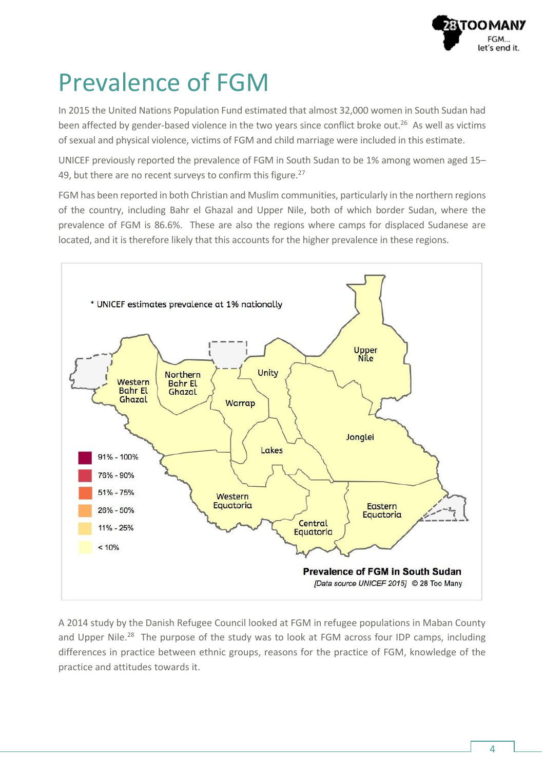# Prevalence of FGM

In 2015 the United Nations Population Fund estimated that almost 32,000 women in South Sudan had been affected by gender-based violence in the two years since conflict broke out.[26] As well as victims of sexual and physical violence, victims of FGM and child marriage were included in this estimate.

UNICEF previously reported the prevalence of FGM in South Sudan to be 1% among women aged 15–49, but there are no recent surveys to confirm this figure.[27]

FGM has been reported in both Christian and Muslim communities, particularly in the northern regions of the country, including Bahr el Ghazal and Upper Nile, both of which border Sudan, where the prevalence of FGM is 86.6%. These are also the regions where camps for displaced Sudanese are located, and it is therefore likely that this accounts for the higher prevalence in these regions.

\* UNICEF estimates prevalence at 1% nationally

Western Bahr El Ghazal, Northern Bahr El Ghazal, Warrap, Unity, Upper Nile, Jonglei, Lakes, Western Equatoria, Central Equatoria, Eastern Equatoria

91% - 100%
76% - 90%
51% - 75%
26% - 50%
11% - 25%
< 10%

**Prevalence of FGM in South Sudan**

*[Data source UNICEF 2015]* © 28 Too Many

A 2014 study by the Danish Refugee Council looked at FGM in refugee populations in Maban County and Upper Nile.[28] The purpose of the study was to look at FGM across four IDP camps, including differences in practice between ethnic groups, reasons for the practice of FGM, knowledge of the practice and attitudes towards it.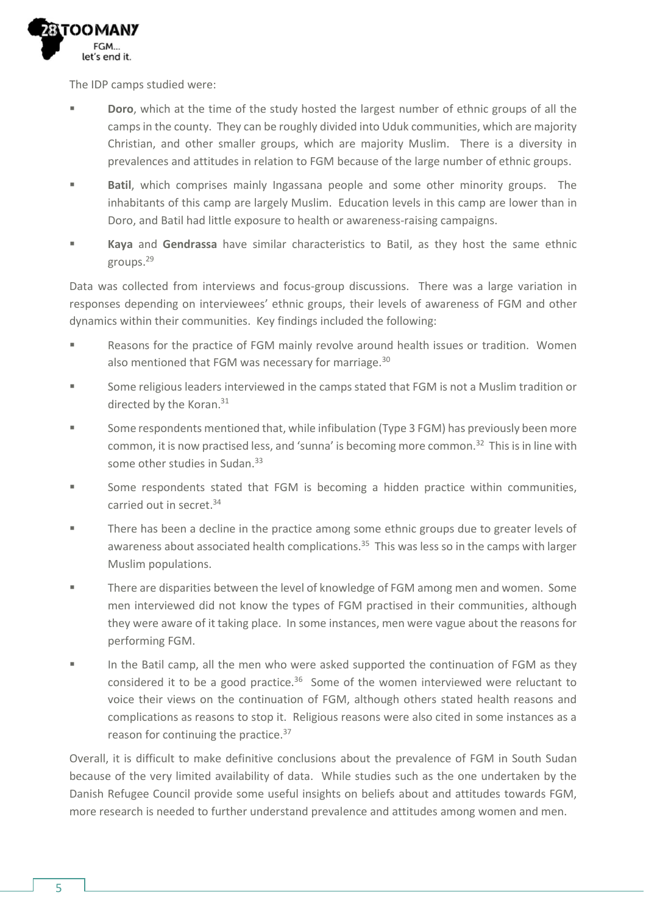The IDP camps studied were:

- **Doro**, which at the time of the study hosted the largest number of ethnic groups of all the camps in the county. They can be roughly divided into Uduk communities, which are majority Christian, and other smaller groups, which are majority Muslim. There is a diversity in prevalences and attitudes in relation to FGM because of the large number of ethnic groups.
- **Batil**, which comprises mainly Ingassana people and some other minority groups. The inhabitants of this camp are largely Muslim. Education levels in this camp are lower than in Doro, and Batil had little exposure to health or awareness-raising campaigns.
- **Kaya** and **Gendrassa** have similar characteristics to Batil, as they host the same ethnic groups.[29]

Data was collected from interviews and focus-group discussions. There was a large variation in responses depending on interviewees' ethnic groups, their levels of awareness of FGM and other dynamics within their communities. Key findings included the following:

- Reasons for the practice of FGM mainly revolve around health issues or tradition. Women also mentioned that FGM was necessary for marriage.[30]
- Some religious leaders interviewed in the camps stated that FGM is not a Muslim tradition or directed by the Koran.[31]
- Some respondents mentioned that, while infibulation (Type 3 FGM) has previously been more common, it is now practised less, and 'sunna' is becoming more common.[32] This is in line with some other studies in Sudan.[33]
- Some respondents stated that FGM is becoming a hidden practice within communities, carried out in secret.[34]
- There has been a decline in the practice among some ethnic groups due to greater levels of awareness about associated health complications.[35] This was less so in the camps with larger Muslim populations.
- There are disparities between the level of knowledge of FGM among men and women. Some men interviewed did not know the types of FGM practised in their communities, although they were aware of it taking place. In some instances, men were vague about the reasons for performing FGM.
- In the Batil camp, all the men who were asked supported the continuation of FGM as they considered it to be a good practice.[36] Some of the women interviewed were reluctant to voice their views on the continuation of FGM, although others stated health reasons and complications as reasons to stop it. Religious reasons were also cited in some instances as a reason for continuing the practice.[37]

Overall, it is difficult to make definitive conclusions about the prevalence of FGM in South Sudan because of the very limited availability of data. While studies such as the one undertaken by the Danish Refugee Council provide some useful insights on beliefs about and attitudes towards FGM, more research is needed to further understand prevalence and attitudes among women and men.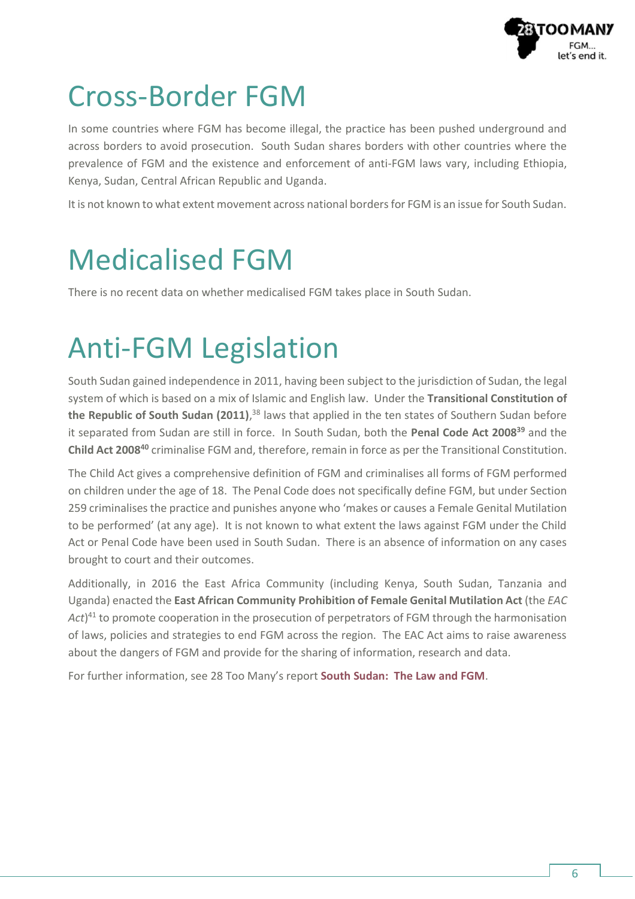# Cross-Border FGM

In some countries where FGM has become illegal, the practice has been pushed underground and across borders to avoid prosecution. South Sudan shares borders with other countries where the prevalence of FGM and the existence and enforcement of anti-FGM laws vary, including Ethiopia, Kenya, Sudan, Central African Republic and Uganda.

It is not known to what extent movement across national borders for FGM is an issue for South Sudan.

# Medicalised FGM

There is no recent data on whether medicalised FGM takes place in South Sudan.

# Anti-FGM Legislation

South Sudan gained independence in 2011, having been subject to the jurisdiction of Sudan, the legal system of which is based on a mix of Islamic and English law. Under the **Transitional Constitution of the Republic of South Sudan (2011)**,[38] laws that applied in the ten states of Southern Sudan before it separated from Sudan are still in force. In South Sudan, both the **Penal Code Act 2008**[39] and the **Child Act 2008**[40] criminalise FGM and, therefore, remain in force as per the Transitional Constitution.

The Child Act gives a comprehensive definition of FGM and criminalises all forms of FGM performed on children under the age of 18. The Penal Code does not specifically define FGM, but under Section 259 criminalises the practice and punishes anyone who 'makes or causes a Female Genital Mutilation to be performed' (at any age). It is not known to what extent the laws against FGM under the Child Act or Penal Code have been used in South Sudan. There is an absence of information on any cases brought to court and their outcomes.

Additionally, in 2016 the East Africa Community (including Kenya, South Sudan, Tanzania and Uganda) enacted the **East African Community Prohibition of Female Genital Mutilation Act** (the *EAC Act*)[41] to promote cooperation in the prosecution of perpetrators of FGM through the harmonisation of laws, policies and strategies to end FGM across the region. The EAC Act aims to raise awareness about the dangers of FGM and provide for the sharing of information, research and data.

For further information, see 28 Too Many's report **South Sudan: The Law and FGM**.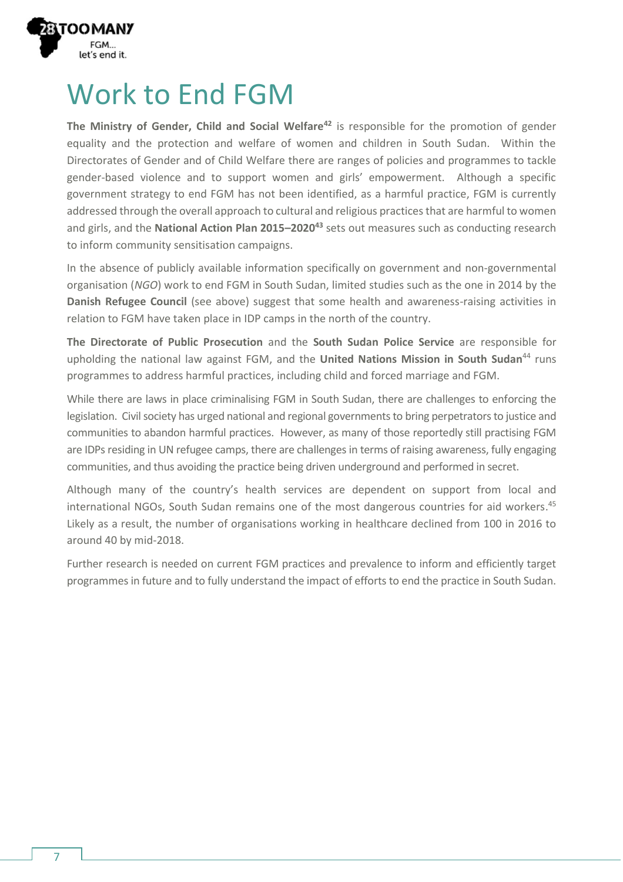# Work to End FGM

**The Ministry of Gender, Child and Social Welfare**[42] is responsible for the promotion of gender equality and the protection and welfare of women and children in South Sudan. Within the Directorates of Gender and of Child Welfare there are ranges of policies and programmes to tackle gender-based violence and to support women and girls' empowerment. Although a specific government strategy to end FGM has not been identified, as a harmful practice, FGM is currently addressed through the overall approach to cultural and religious practices that are harmful to women and girls, and the **National Action Plan 2015–2020**[43] sets out measures such as conducting research to inform community sensitisation campaigns.

In the absence of publicly available information specifically on government and non-governmental organisation (*NGO*) work to end FGM in South Sudan, limited studies such as the one in 2014 by the **Danish Refugee Council** (see above) suggest that some health and awareness-raising activities in relation to FGM have taken place in IDP camps in the north of the country.

**The Directorate of Public Prosecution** and the **South Sudan Police Service** are responsible for upholding the national law against FGM, and the **United Nations Mission in South Sudan**[44] runs programmes to address harmful practices, including child and forced marriage and FGM.

While there are laws in place criminalising FGM in South Sudan, there are challenges to enforcing the legislation. Civil society has urged national and regional governments to bring perpetrators to justice and communities to abandon harmful practices. However, as many of those reportedly still practising FGM are IDPs residing in UN refugee camps, there are challenges in terms of raising awareness, fully engaging communities, and thus avoiding the practice being driven underground and performed in secret.

Although many of the country's health services are dependent on support from local and international NGOs, South Sudan remains one of the most dangerous countries for aid workers.[45] Likely as a result, the number of organisations working in healthcare declined from 100 in 2016 to around 40 by mid-2018.

Further research is needed on current FGM practices and prevalence to inform and efficiently target programmes in future and to fully understand the impact of efforts to end the practice in South Sudan.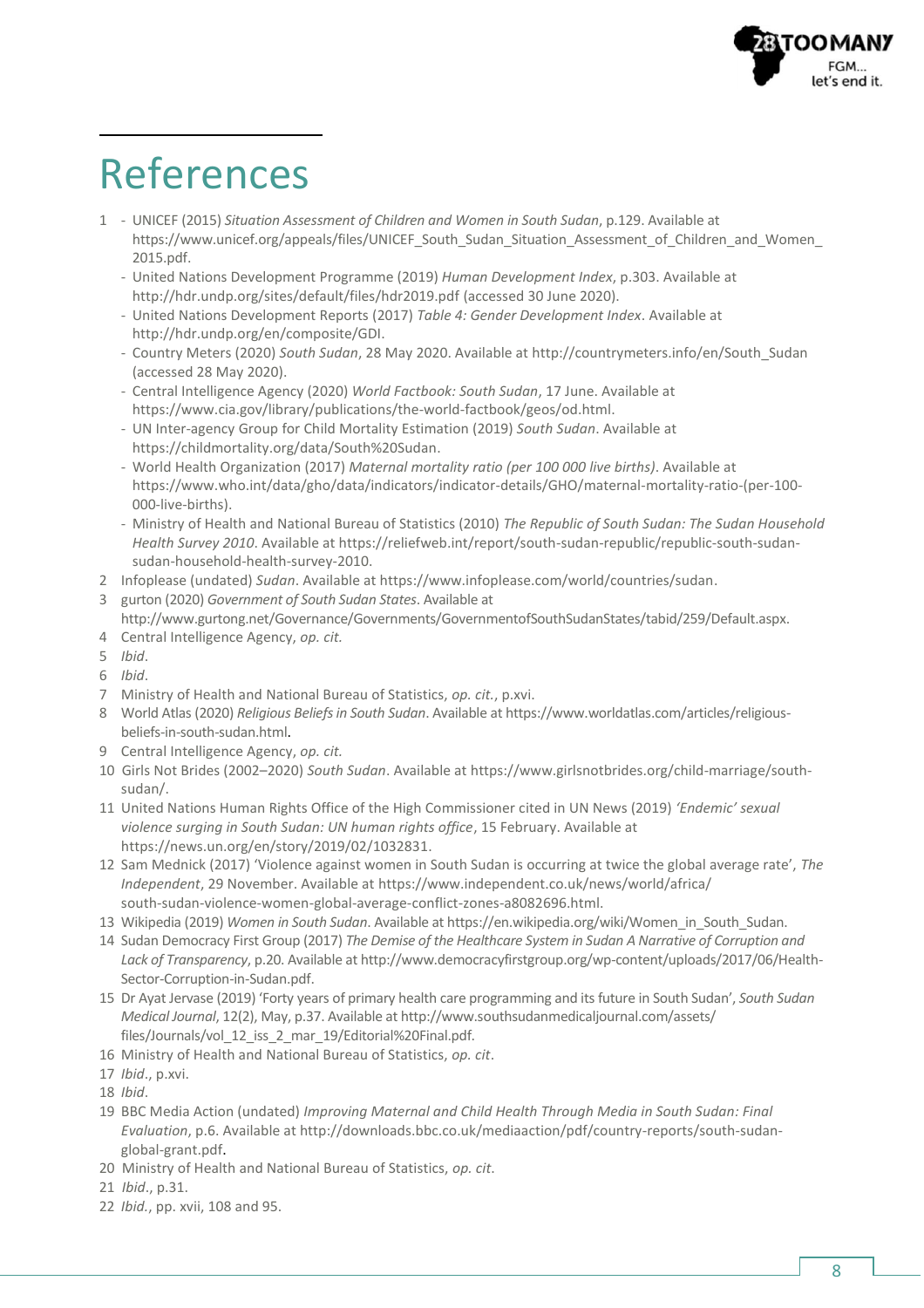# References

1
   - UNICEF (2015) *Situation Assessment of Children and Women in South Sudan*, p.129. Available at https://www.unicef.org/appeals/files/UNICEF_South_Sudan_Situation_Assessment_of_Children_and_Women_2015.pdf.
   - United Nations Development Programme (2019) *Human Development Index*, p.303. Available at http://hdr.undp.org/sites/default/files/hdr2019.pdf (accessed 30 June 2020).
   - United Nations Development Reports (2017) *Table 4: Gender Development Index*. Available at http://hdr.undp.org/en/composite/GDI.
   - Country Meters (2020) *South Sudan*, 28 May 2020. Available at http://countrymeters.info/en/South_Sudan (accessed 28 May 2020).
   - Central Intelligence Agency (2020) *World Factbook: South Sudan*, 17 June. Available at https://www.cia.gov/library/publications/the-world-factbook/geos/od.html.
   - UN Inter-agency Group for Child Mortality Estimation (2019) *South Sudan*. Available at https://childmortality.org/data/South%20Sudan.
   - World Health Organization (2017) *Maternal mortality ratio (per 100 000 live births)*. Available at https://www.who.int/data/gho/data/indicators/indicator-details/GHO/maternal-mortality-ratio-(per-100-000-live-births).
   - Ministry of Health and National Bureau of Statistics (2010) *The Republic of South Sudan: The Sudan Household Health Survey 2010*. Available at https://reliefweb.int/report/south-sudan-republic/republic-south-sudan-sudan-household-health-survey-2010.
2. Infoplease (undated) *Sudan*. Available at https://www.infoplease.com/world/countries/sudan.
3. gurton (2020) *Government of South Sudan States*. Available at http://www.gurtong.net/Governance/Governments/GovernmentofSouthSudanStates/tabid/259/Default.aspx.
4. Central Intelligence Agency, *op. cit.*
5. *Ibid*.
6. *Ibid*.
7. Ministry of Health and National Bureau of Statistics, *op. cit.*, p.xvi.
8. World Atlas (2020) *Religious Beliefs in South Sudan*. Available at https://www.worldatlas.com/articles/religious-beliefs-in-south-sudan.html.
9. Central Intelligence Agency, *op. cit.*
10. Girls Not Brides (2002–2020) *South Sudan*. Available at https://www.girlsnotbrides.org/child-marriage/south-sudan/.
11. United Nations Human Rights Office of the High Commissioner cited in UN News (2019) *'Endemic' sexual violence surging in South Sudan: UN human rights office*, 15 February. Available at https://news.un.org/en/story/2019/02/1032831.
12. Sam Mednick (2017) 'Violence against women in South Sudan is occurring at twice the global average rate', *The Independent*, 29 November. Available at https://www.independent.co.uk/news/world/africa/south-sudan-violence-women-global-average-conflict-zones-a8082696.html.
13. Wikipedia (2019) *Women in South Sudan*. Available at https://en.wikipedia.org/wiki/Women_in_South_Sudan.
14. Sudan Democracy First Group (2017) *The Demise of the Healthcare System in Sudan A Narrative of Corruption and Lack of Transparency*, p.20. Available at http://www.democracyfirstgroup.org/wp-content/uploads/2017/06/Health-Sector-Corruption-in-Sudan.pdf.
15. Dr Ayat Jervase (2019) 'Forty years of primary health care programming and its future in South Sudan', *South Sudan Medical Journal*, 12(2), May, p.37. Available at http://www.southsudanmedicaljournal.com/assets/files/Journals/vol_12_iss_2_mar_19/Editorial%20Final.pdf.
16. Ministry of Health and National Bureau of Statistics, *op. cit*.
17. *Ibid.*, p.xvi.
18. *Ibid*.
19. BBC Media Action (undated) *Improving Maternal and Child Health Through Media in South Sudan: Final Evaluation*, p.6. Available at http://downloads.bbc.co.uk/mediaaction/pdf/country-reports/south-sudan-global-grant.pdf.
20. Ministry of Health and National Bureau of Statistics, *op. cit*.
21. *Ibid.*, p.31.
22. *Ibid.*, pp. xvii, 108 and 95.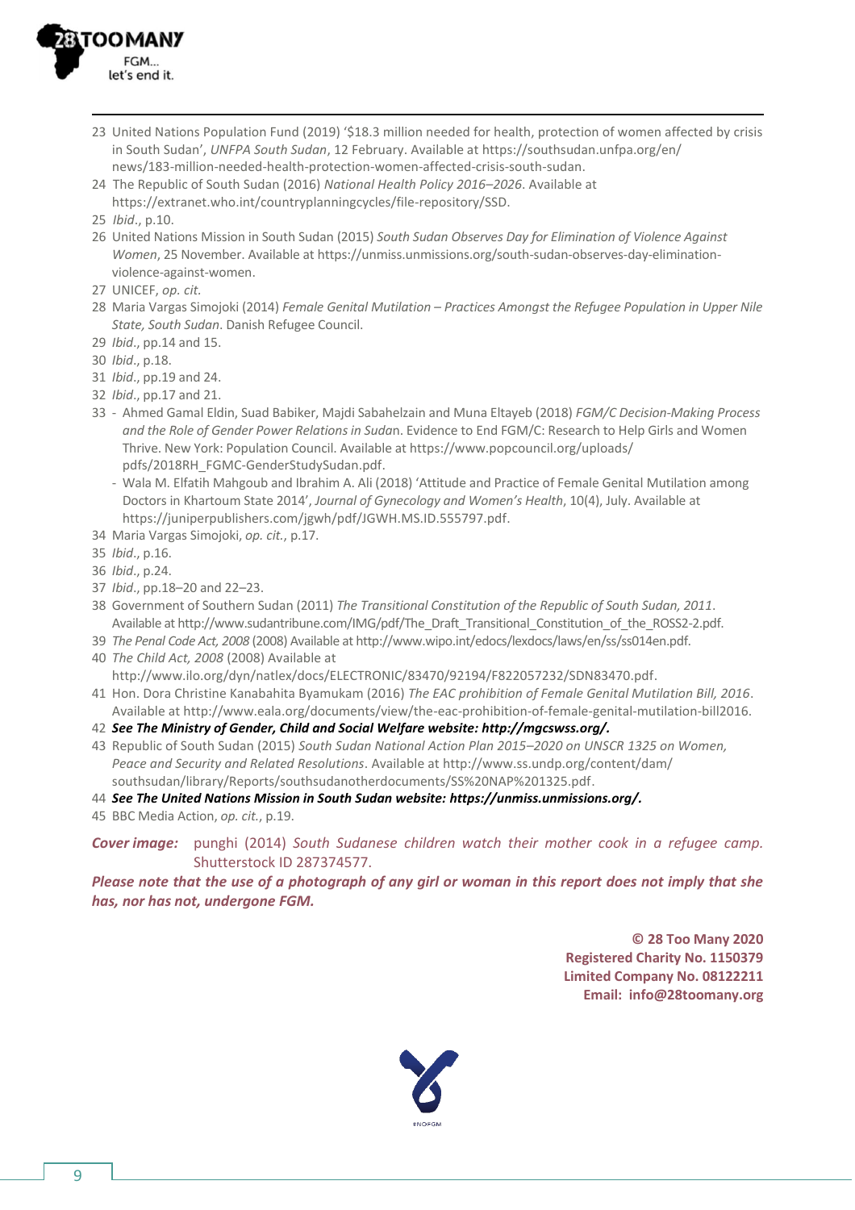23 United Nations Population Fund (2019) '$18.3 million needed for health, protection of women affected by crisis in South Sudan', *UNFPA South Sudan*, 12 February. Available at https://southsudan.unfpa.org/en/news/183-million-needed-health-protection-women-affected-crisis-south-sudan.

24 The Republic of South Sudan (2016) *National Health Policy 2016–2026*. Available at https://extranet.who.int/countryplanningcycles/file-repository/SSD.

25 *Ibid*., p.10.

26 United Nations Mission in South Sudan (2015) *South Sudan Observes Day for Elimination of Violence Against Women*, 25 November. Available at https://unmiss.unmissions.org/south-sudan-observes-day-elimination-violence-against-women.

27 UNICEF, *op. cit*.

28 Maria Vargas Simojoki (2014) *Female Genital Mutilation – Practices Amongst the Refugee Population in Upper Nile State, South Sudan*. Danish Refugee Council.

29 *Ibid*., pp.14 and 15.

30 *Ibid*., p.18.

31 *Ibid*., pp.19 and 24.

32 *Ibid*., pp.17 and 21.

33 - Ahmed Gamal Eldin, Suad Babiker, Majdi Sabahelzain and Muna Eltayeb (2018) *FGM/C Decision-Making Process and the Role of Gender Power Relations in Sudan*. Evidence to End FGM/C: Research to Help Girls and Women Thrive. New York: Population Council. Available at https://www.popcouncil.org/uploads/pdfs/2018RH_FGMC-GenderStudySudan.pdf.
   - Wala M. Elfatih Mahgoub and Ibrahim A. Ali (2018) 'Attitude and Practice of Female Genital Mutilation among Doctors in Khartoum State 2014', *Journal of Gynecology and Women's Health*, 10(4), July. Available at https://juniperpublishers.com/jgwh/pdf/JGWH.MS.ID.555797.pdf.

34 Maria Vargas Simojoki, *op. cit*., p.17.

35 *Ibid*., p.16.

36 *Ibid*., p.24.

37 *Ibid*., pp.18–20 and 22–23.

38 Government of Southern Sudan (2011) *The Transitional Constitution of the Republic of South Sudan, 2011*. Available at http://www.sudantribune.com/IMG/pdf/The_Draft_Transitional_Constitution_of_the_ROSS2-2.pdf.

39 *The Penal Code Act, 2008* (2008) Available at http://www.wipo.int/edocs/lexdocs/laws/en/ss/ss014en.pdf.

40 *The Child Act, 2008* (2008) Available at http://www.ilo.org/dyn/natlex/docs/ELECTRONIC/83470/92194/F822057232/SDN83470.pdf.

41 Hon. Dora Christine Kanabahita Byamukam (2016) *The EAC prohibition of Female Genital Mutilation Bill, 2016*. Available at http://www.eala.org/documents/view/the-eac-prohibition-of-female-genital-mutilation-bill2016.

42 ***See The Ministry of Gender, Child and Social Welfare website: http://mgcswss.org/.***

43 Republic of South Sudan (2015) *South Sudan National Action Plan 2015–2020 on UNSCR 1325 on Women, Peace and Security and Related Resolutions*. Available at http://www.ss.undp.org/content/dam/southsudan/library/Reports/southsudanotherdocuments/SS%20NAP%201325.pdf.

44 ***See The United Nations Mission in South Sudan website: https://unmiss.unmissions.org/.***

45 BBC Media Action, *op. cit*., p.19.

***Cover image:*** punghi (2014) *South Sudanese children watch their mother cook in a refugee camp*. Shutterstock ID 287374577.

***Please note that the use of a photograph of any girl or woman in this report does not imply that she has, nor has not, undergone FGM.***

**© 28 Too Many 2020**
**Registered Charity No. 1150379**
**Limited Company No. 08122211**
**Email: info@28toomany.org**